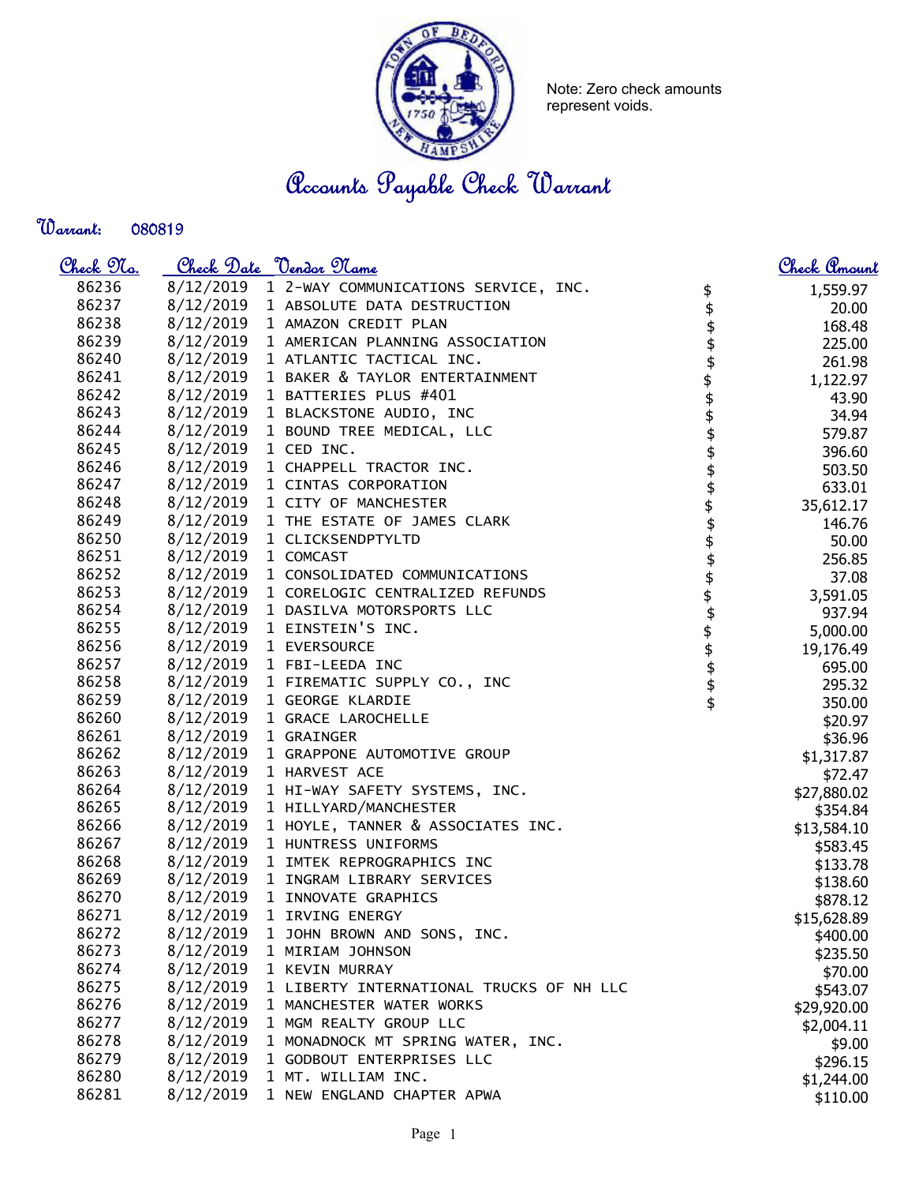Note: Zero check amounts represent voids.

# Accounts Payable Check Warrant

**Warrant:** 080819

| Check No. | Check Date | Vendor Name | Check Amount |
|---|---|---|---|
| 86236 | 8/12/2019 | 1 2-WAY COMMUNICATIONS SERVICE, INC. | $ 1,559.97 |
| 86237 | 8/12/2019 | 1 ABSOLUTE DATA DESTRUCTION | $ 20.00 |
| 86238 | 8/12/2019 | 1 AMAZON CREDIT PLAN | $ 168.48 |
| 86239 | 8/12/2019 | 1 AMERICAN PLANNING ASSOCIATION | $ 225.00 |
| 86240 | 8/12/2019 | 1 ATLANTIC TACTICAL INC. | $ 261.98 |
| 86241 | 8/12/2019 | 1 BAKER & TAYLOR ENTERTAINMENT | $ 1,122.97 |
| 86242 | 8/12/2019 | 1 BATTERIES PLUS #401 | $ 43.90 |
| 86243 | 8/12/2019 | 1 BLACKSTONE AUDIO, INC | $ 34.94 |
| 86244 | 8/12/2019 | 1 BOUND TREE MEDICAL, LLC | $ 579.87 |
| 86245 | 8/12/2019 | 1 CED INC. | $ 396.60 |
| 86246 | 8/12/2019 | 1 CHAPPELL TRACTOR INC. | $ 503.50 |
| 86247 | 8/12/2019 | 1 CINTAS CORPORATION | $ 633.01 |
| 86248 | 8/12/2019 | 1 CITY OF MANCHESTER | $ 35,612.17 |
| 86249 | 8/12/2019 | 1 THE ESTATE OF JAMES CLARK | $ 146.76 |
| 86250 | 8/12/2019 | 1 CLICKSENDPTYLTD | $ 50.00 |
| 86251 | 8/12/2019 | 1 COMCAST | $ 256.85 |
| 86252 | 8/12/2019 | 1 CONSOLIDATED COMMUNICATIONS | $ 37.08 |
| 86253 | 8/12/2019 | 1 CORELOGIC CENTRALIZED REFUNDS | $ 3,591.05 |
| 86254 | 8/12/2019 | 1 DASILVA MOTORSPORTS LLC | $ 937.94 |
| 86255 | 8/12/2019 | 1 EINSTEIN'S INC. | $ 5,000.00 |
| 86256 | 8/12/2019 | 1 EVERSOURCE | $ 19,176.49 |
| 86257 | 8/12/2019 | 1 FBI-LEEDA INC | $ 695.00 |
| 86258 | 8/12/2019 | 1 FIREMATIC SUPPLY CO., INC | $ 295.32 |
| 86259 | 8/12/2019 | 1 GEORGE KLARDIE | $ 350.00 |
| 86260 | 8/12/2019 | 1 GRACE LAROCHELLE | $20.97 |
| 86261 | 8/12/2019 | 1 GRAINGER | $36.96 |
| 86262 | 8/12/2019 | 1 GRAPPONE AUTOMOTIVE GROUP | $1,317.87 |
| 86263 | 8/12/2019 | 1 HARVEST ACE | $72.47 |
| 86264 | 8/12/2019 | 1 HI-WAY SAFETY SYSTEMS, INC. | $27,880.02 |
| 86265 | 8/12/2019 | 1 HILLYARD/MANCHESTER | $354.84 |
| 86266 | 8/12/2019 | 1 HOYLE, TANNER & ASSOCIATES INC. | $13,584.10 |
| 86267 | 8/12/2019 | 1 HUNTRESS UNIFORMS | $583.45 |
| 86268 | 8/12/2019 | 1 IMTEK REPROGRAPHICS INC | $133.78 |
| 86269 | 8/12/2019 | 1 INGRAM LIBRARY SERVICES | $138.60 |
| 86270 | 8/12/2019 | 1 INNOVATE GRAPHICS | $878.12 |
| 86271 | 8/12/2019 | 1 IRVING ENERGY | $15,628.89 |
| 86272 | 8/12/2019 | 1 JOHN BROWN AND SONS, INC. | $400.00 |
| 86273 | 8/12/2019 | 1 MIRIAM JOHNSON | $235.50 |
| 86274 | 8/12/2019 | 1 KEVIN MURRAY | $70.00 |
| 86275 | 8/12/2019 | 1 LIBERTY INTERNATIONAL TRUCKS OF NH LLC | $543.07 |
| 86276 | 8/12/2019 | 1 MANCHESTER WATER WORKS | $29,920.00 |
| 86277 | 8/12/2019 | 1 MGM REALTY GROUP LLC | $2,004.11 |
| 86278 | 8/12/2019 | 1 MONADNOCK MT SPRING WATER, INC. | $9.00 |
| 86279 | 8/12/2019 | 1 GODBOUT ENTERPRISES LLC | $296.15 |
| 86280 | 8/12/2019 | 1 MT. WILLIAM INC. | $1,244.00 |
| 86281 | 8/12/2019 | 1 NEW ENGLAND CHAPTER APWA | $110.00 |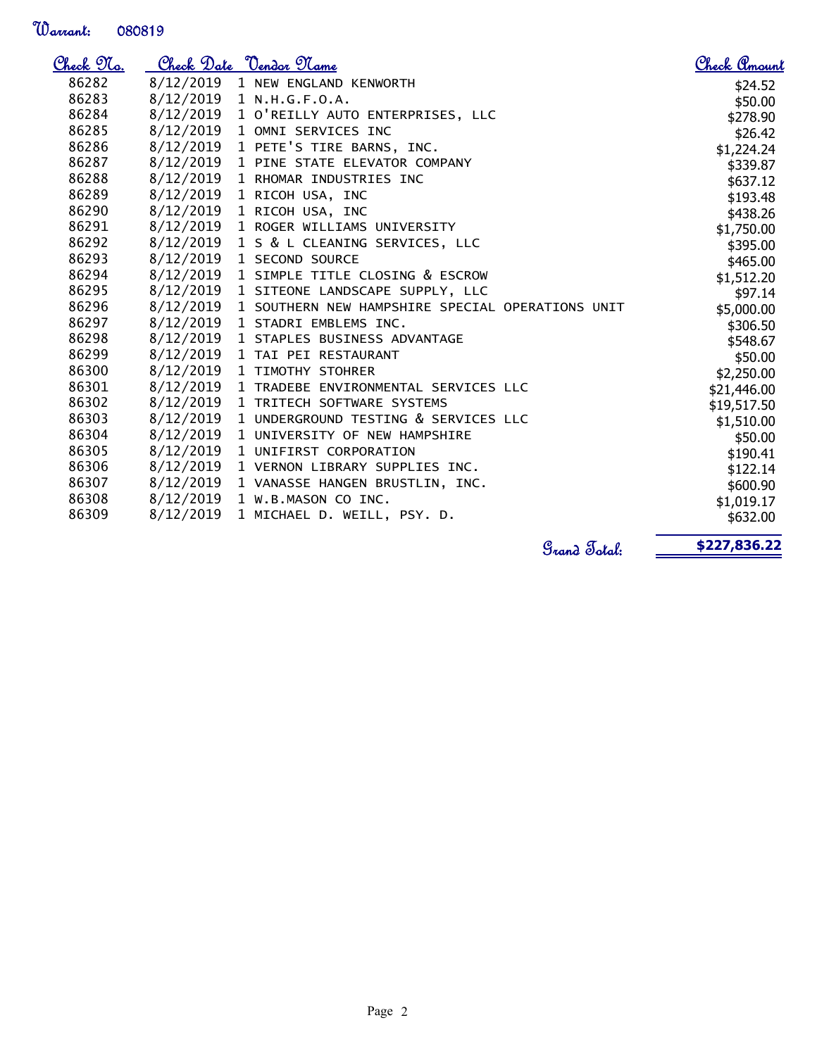**Warrant:** 080819

| Check No. | Check Date | Vendor Name | Check Amount |
|---|---|---|---|
| 86282 | 8/12/2019 | 1 NEW ENGLAND KENWORTH | $24.52 |
| 86283 | 8/12/2019 | 1 N.H.G.F.O.A. | $50.00 |
| 86284 | 8/12/2019 | 1 O'REILLY AUTO ENTERPRISES, LLC | $278.90 |
| 86285 | 8/12/2019 | 1 OMNI SERVICES INC | $26.42 |
| 86286 | 8/12/2019 | 1 PETE'S TIRE BARNS, INC. | $1,224.24 |
| 86287 | 8/12/2019 | 1 PINE STATE ELEVATOR COMPANY | $339.87 |
| 86288 | 8/12/2019 | 1 RHOMAR INDUSTRIES INC | $637.12 |
| 86289 | 8/12/2019 | 1 RICOH USA, INC | $193.48 |
| 86290 | 8/12/2019 | 1 RICOH USA, INC | $438.26 |
| 86291 | 8/12/2019 | 1 ROGER WILLIAMS UNIVERSITY | $1,750.00 |
| 86292 | 8/12/2019 | 1 S & L CLEANING SERVICES, LLC | $395.00 |
| 86293 | 8/12/2019 | 1 SECOND SOURCE | $465.00 |
| 86294 | 8/12/2019 | 1 SIMPLE TITLE CLOSING & ESCROW | $1,512.20 |
| 86295 | 8/12/2019 | 1 SITEONE LANDSCAPE SUPPLY, LLC | $97.14 |
| 86296 | 8/12/2019 | 1 SOUTHERN NEW HAMPSHIRE SPECIAL OPERATIONS UNIT | $5,000.00 |
| 86297 | 8/12/2019 | 1 STADRI EMBLEMS INC. | $306.50 |
| 86298 | 8/12/2019 | 1 STAPLES BUSINESS ADVANTAGE | $548.67 |
| 86299 | 8/12/2019 | 1 TAI PEI RESTAURANT | $50.00 |
| 86300 | 8/12/2019 | 1 TIMOTHY STOHRER | $2,250.00 |
| 86301 | 8/12/2019 | 1 TRADEBE ENVIRONMENTAL SERVICES LLC | $21,446.00 |
| 86302 | 8/12/2019 | 1 TRITECH SOFTWARE SYSTEMS | $19,517.50 |
| 86303 | 8/12/2019 | 1 UNDERGROUND TESTING & SERVICES LLC | $1,510.00 |
| 86304 | 8/12/2019 | 1 UNIVERSITY OF NEW HAMPSHIRE | $50.00 |
| 86305 | 8/12/2019 | 1 UNIFIRST CORPORATION | $190.41 |
| 86306 | 8/12/2019 | 1 VERNON LIBRARY SUPPLIES INC. | $122.14 |
| 86307 | 8/12/2019 | 1 VANASSE HANGEN BRUSTLIN, INC. | $600.90 |
| 86308 | 8/12/2019 | 1 W.B.MASON CO INC. | $1,019.17 |
| 86309 | 8/12/2019 | 1 MICHAEL D. WEILL, PSY. D. | $632.00 |
| | | **Grand Total:** | **$227,836.22** |